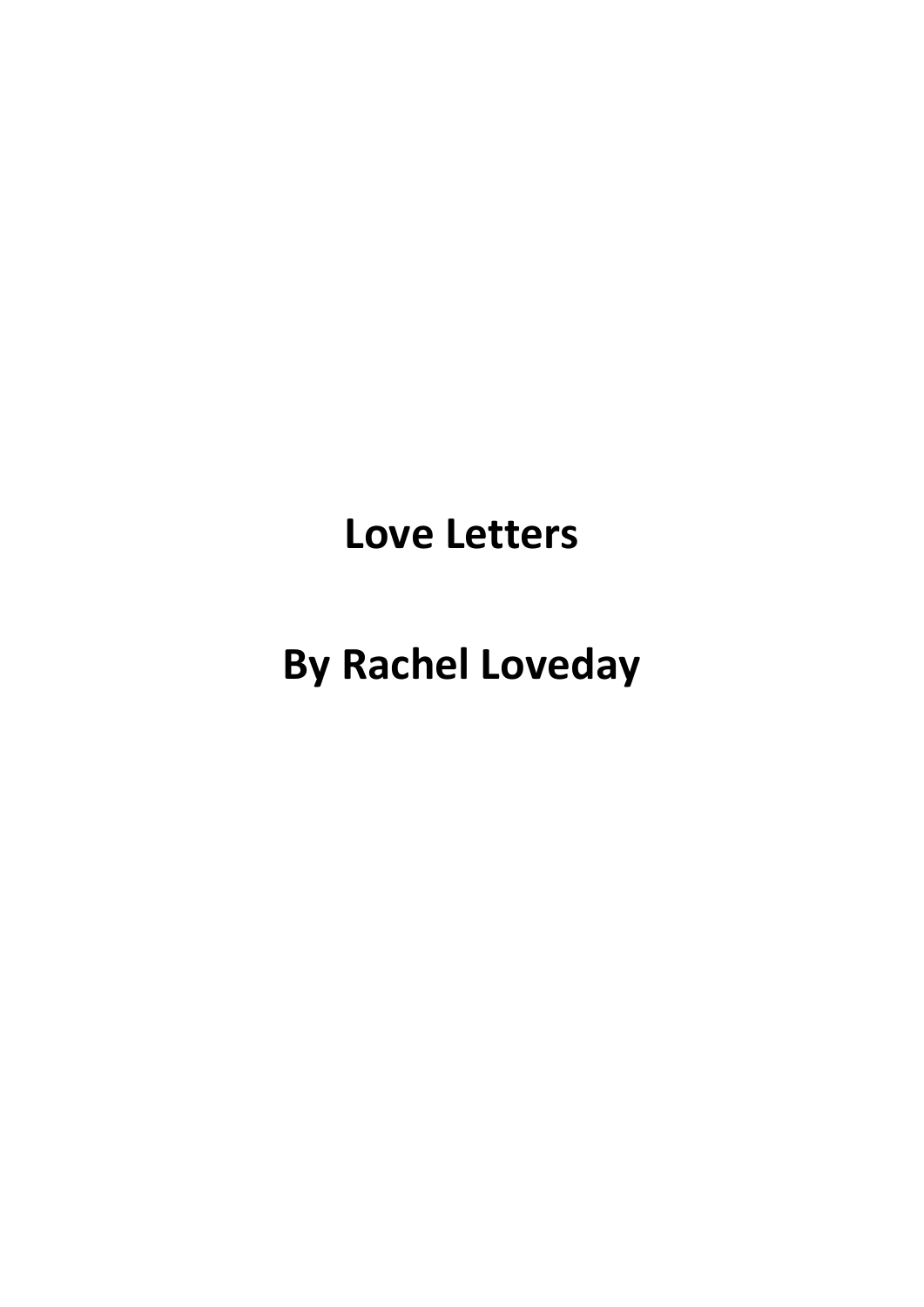# Love Letters

## By Rachel Loveday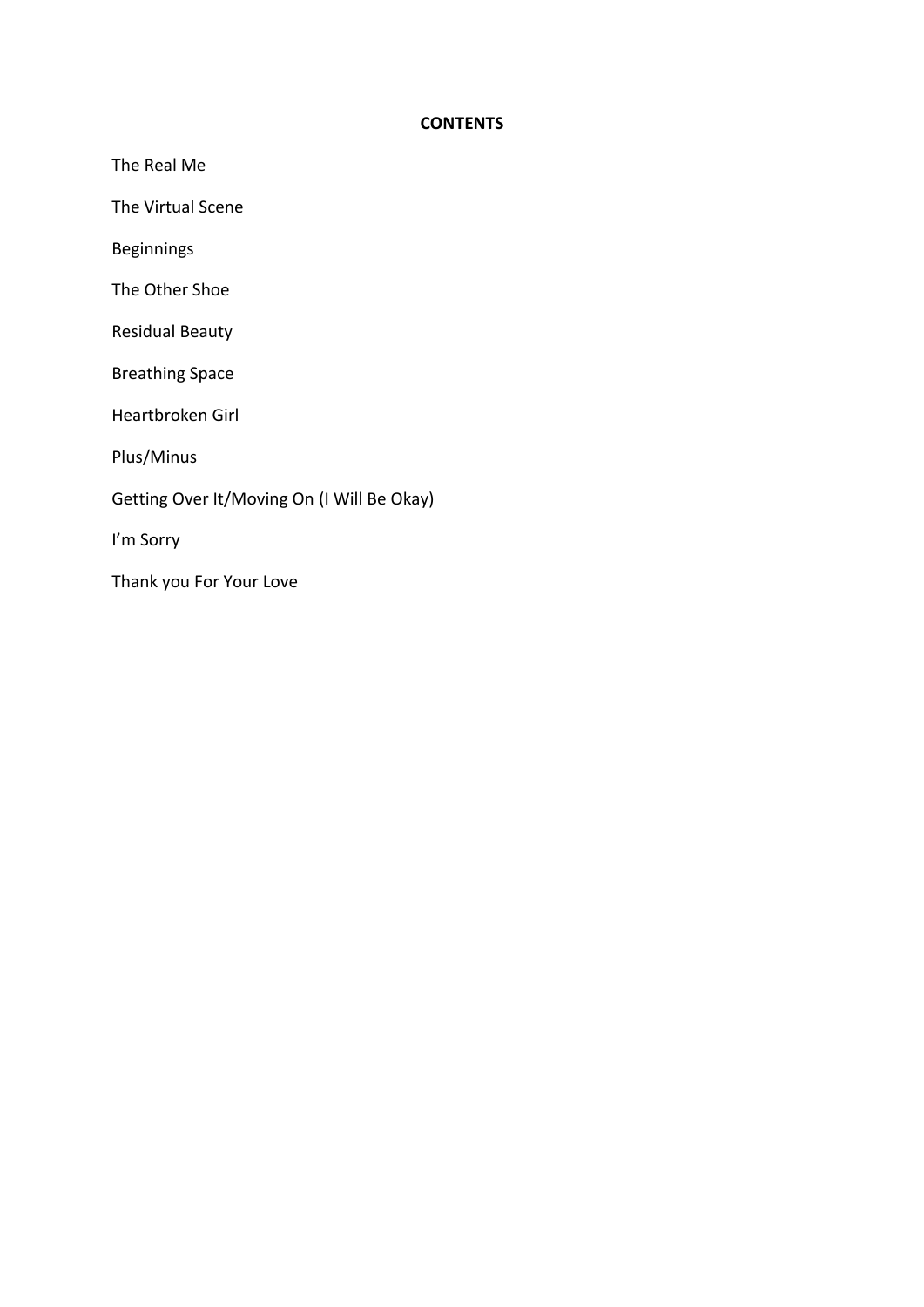## **CONTENTS**

The Real Me

The Virtual Scene

Beginnings

The Other Shoe

Residual Beauty

Breathing Space

Heartbroken Girl

Plus/Minus

Getting Over It/Moving On (I Will Be Okay)

I'm Sorry

Thank you For Your Love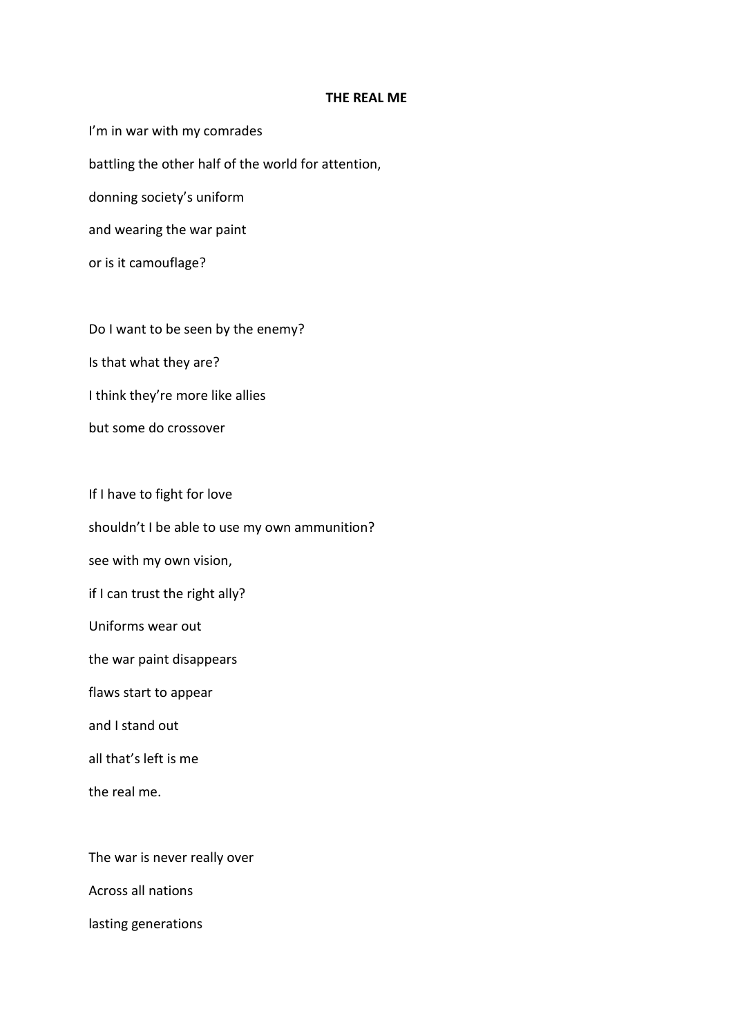**THE REAL ME**

I'm in war with my comrades

battling the other half of the world for attention,

donning society's uniform

and wearing the war paint

or is it camouflage?

Do I want to be seen by the enemy?

Is that what they are?

I think they're more like allies

but some do crossover

If I have to fight for love

shouldn't I be able to use my own ammunition?

see with my own vision,

if I can trust the right ally?

Uniforms wear out

the war paint disappears

flaws start to appear

and I stand out

all that's left is me

the real me.

The war is never really over

Across all nations

lasting generations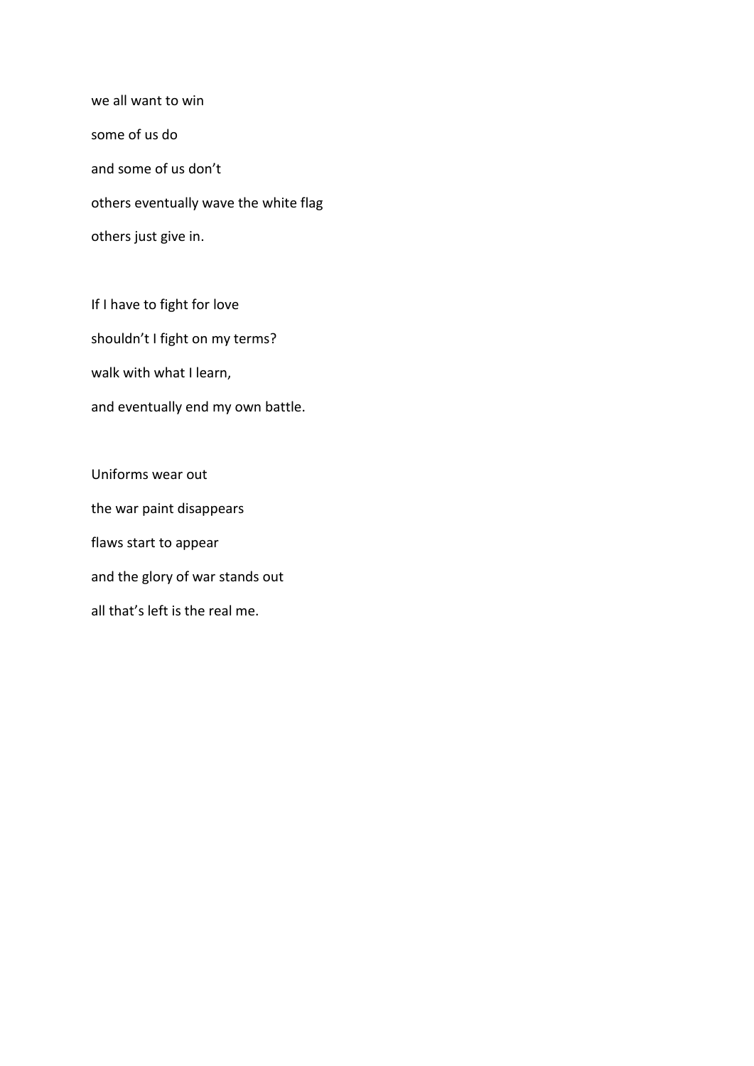we all want to win

some of us do

and some of us don't

others eventually wave the white flag

others just give in.

If I have to fight for love

shouldn't I fight on my terms?

walk with what I learn,

and eventually end my own battle.

Uniforms wear out

the war paint disappears

flaws start to appear

and the glory of war stands out

all that's left is the real me.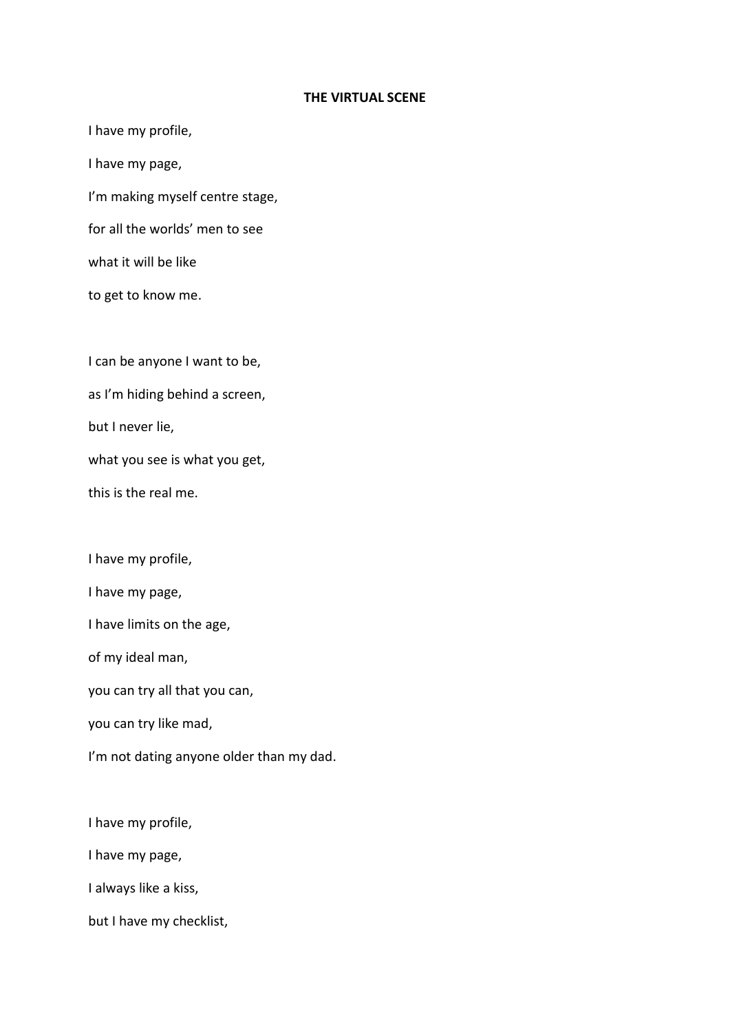**THE VIRTUAL SCENE**

I have my profile,

I have my page,

I'm making myself centre stage,

for all the worlds' men to see

what it will be like

to get to know me.

I can be anyone I want to be,

as I'm hiding behind a screen,

but I never lie,

what you see is what you get,

this is the real me.

I have my profile,

I have my page,

I have limits on the age,

of my ideal man,

you can try all that you can,

you can try like mad,

I'm not dating anyone older than my dad.

I have my profile,

I have my page,

I always like a kiss,

but I have my checklist,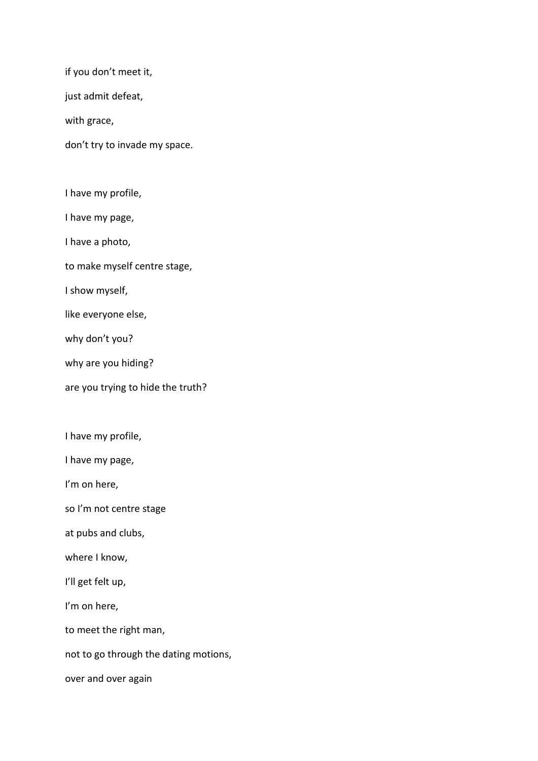if you don't meet it,

just admit defeat,

with grace,

don't try to invade my space.

I have my profile,

I have my page,

I have a photo,

to make myself centre stage,

I show myself,

like everyone else,

why don't you?

why are you hiding?

are you trying to hide the truth?

I have my profile,

I have my page,

I'm on here,

so I'm not centre stage

at pubs and clubs,

where I know,

I'll get felt up,

I'm on here,

to meet the right man,

not to go through the dating motions,

over and over again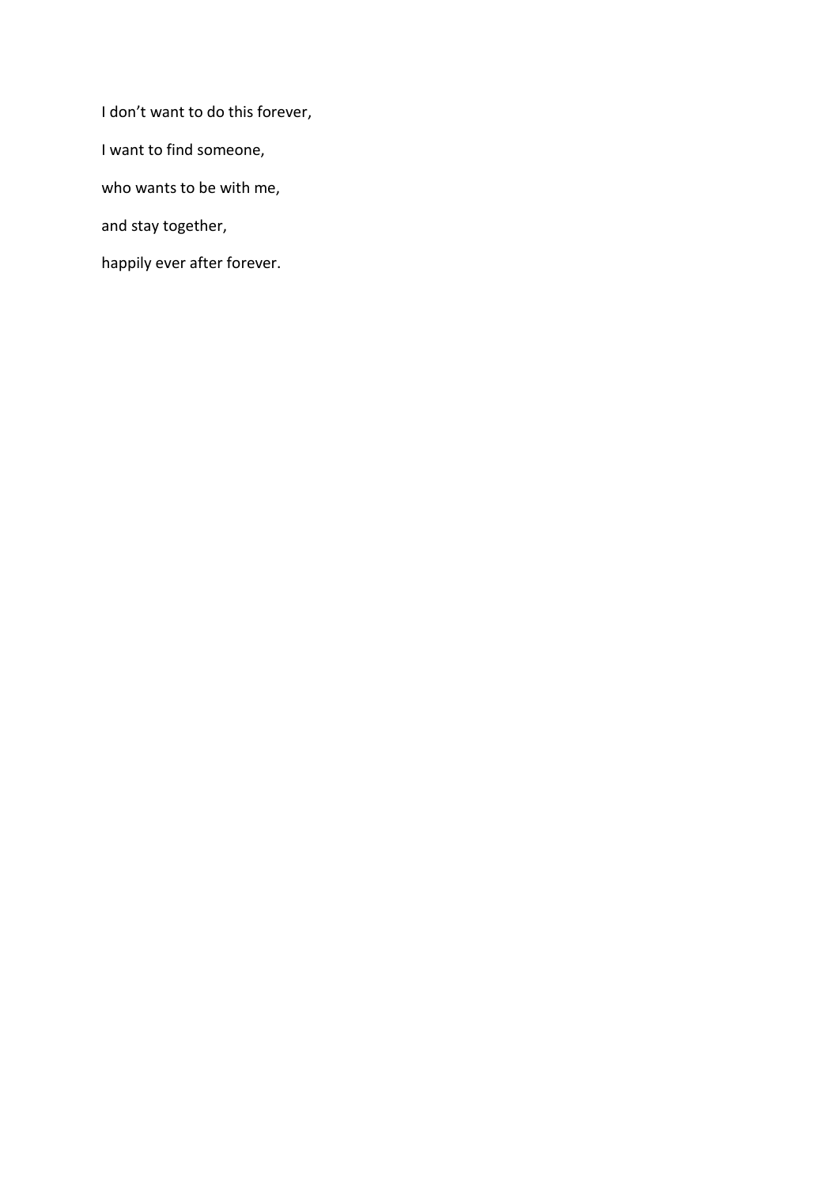I don’t want to do this forever,

I want to find someone,

who wants to be with me,

and stay together,

happily ever after forever.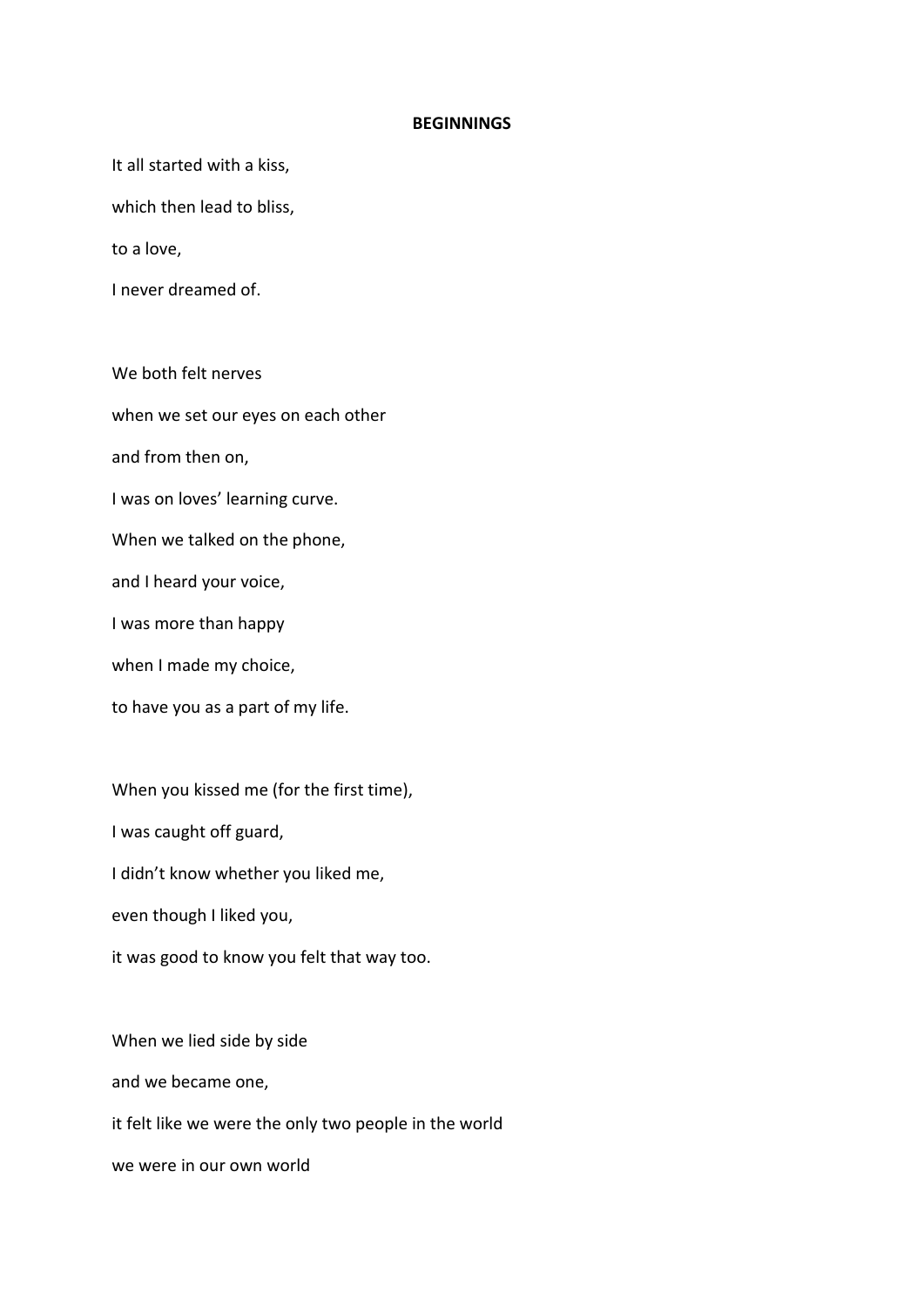**BEGINNINGS**

It all started with a kiss,

which then lead to bliss,

to a love,

I never dreamed of.

We both felt nerves

when we set our eyes on each other

and from then on,

I was on loves' learning curve.

When we talked on the phone,

and I heard your voice,

I was more than happy

when I made my choice,

to have you as a part of my life.

When you kissed me (for the first time),

I was caught off guard,

I didn't know whether you liked me,

even though I liked you,

it was good to know you felt that way too.

When we lied side by side

and we became one,

it felt like we were the only two people in the world

we were in our own world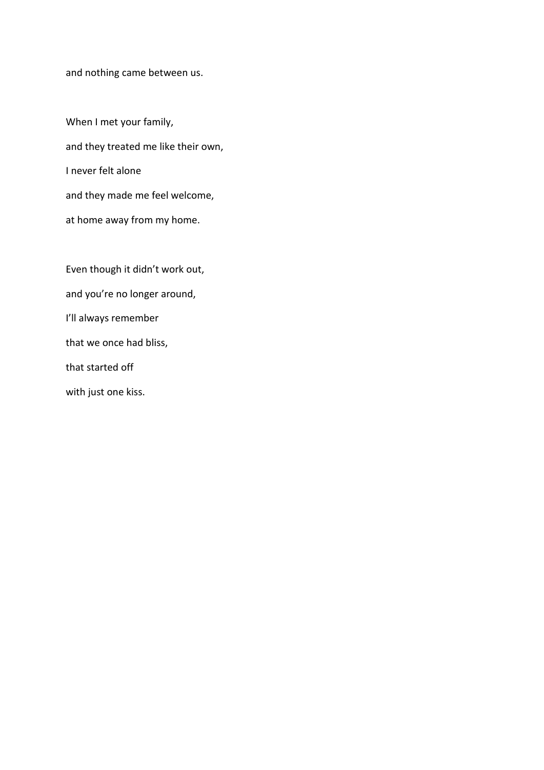and nothing came between us.

When I met your family,
and they treated me like their own,
I never felt alone
and they made me feel welcome,
at home away from my home.

Even though it didn't work out,
and you're no longer around,
I'll always remember
that we once had bliss,
that started off
with just one kiss.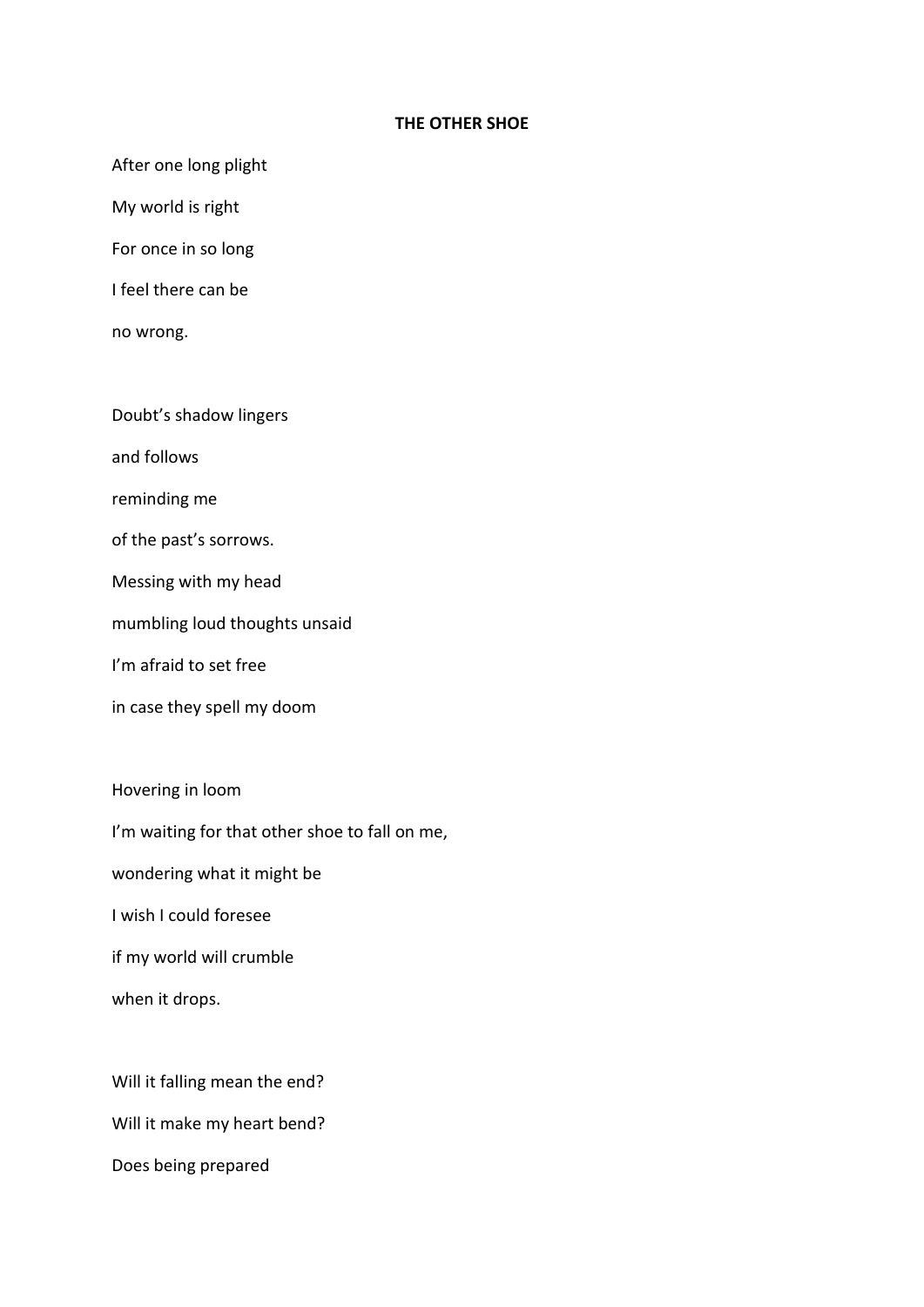**THE OTHER SHOE**

After one long plight

My world is right

For once in so long

I feel there can be

no wrong.

Doubt's shadow lingers

and follows

reminding me

of the past's sorrows.

Messing with my head

mumbling loud thoughts unsaid

I'm afraid to set free

in case they spell my doom

Hovering in loom

I'm waiting for that other shoe to fall on me,

wondering what it might be

I wish I could foresee

if my world will crumble

when it drops.

Will it falling mean the end?

Will it make my heart bend?

Does being prepared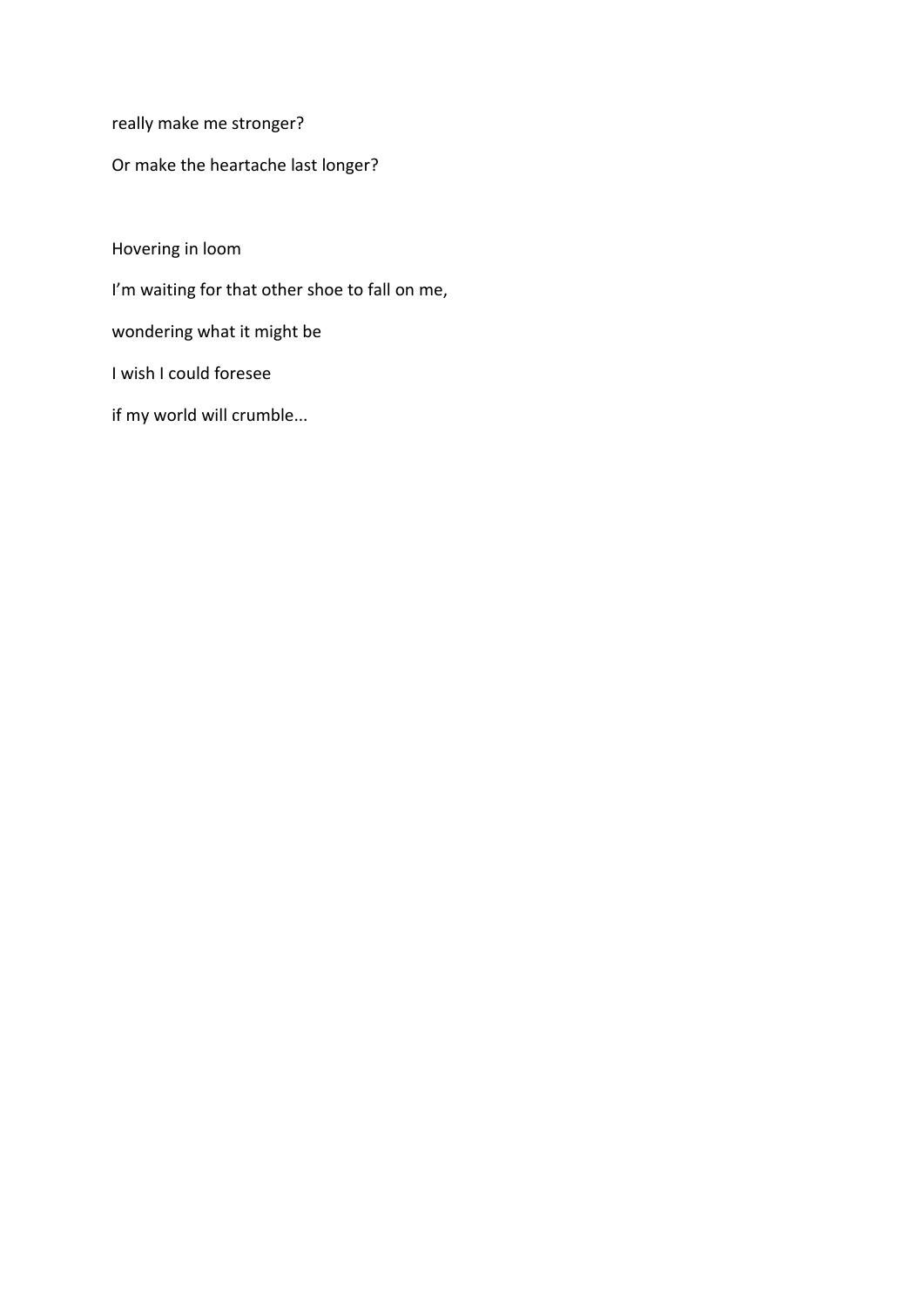really make me stronger?

Or make the heartache last longer?

Hovering in loom

I'm waiting for that other shoe to fall on me,

wondering what it might be

I wish I could foresee

if my world will crumble...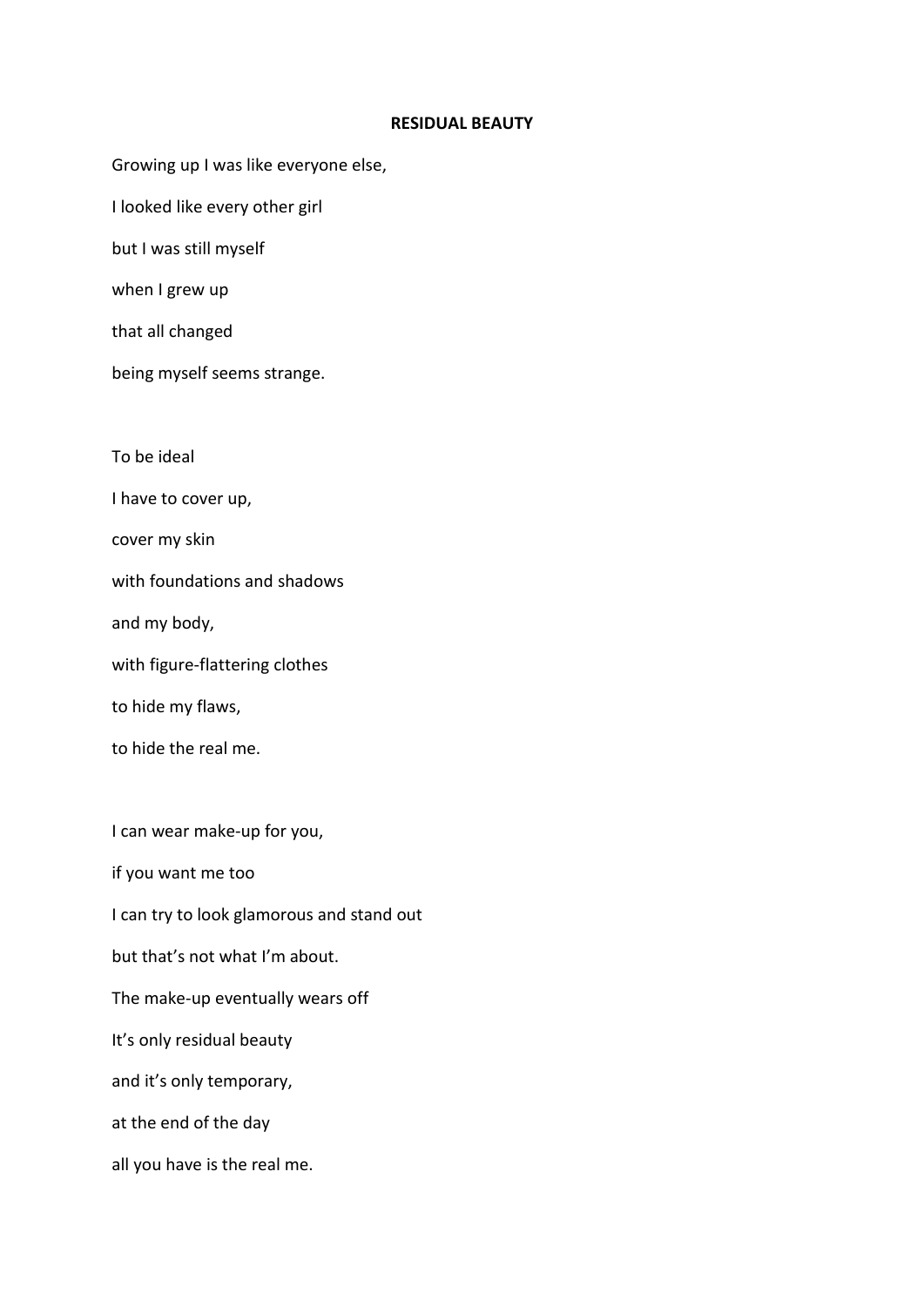# RESIDUAL BEAUTY

Growing up I was like everyone else,

I looked like every other girl

but I was still myself

when I grew up

that all changed

being myself seems strange.

To be ideal

I have to cover up,

cover my skin

with foundations and shadows

and my body,

with figure-flattering clothes

to hide my flaws,

to hide the real me.

I can wear make-up for you,

if you want me too

I can try to look glamorous and stand out

but that's not what I'm about.

The make-up eventually wears off

It's only residual beauty

and it's only temporary,

at the end of the day

all you have is the real me.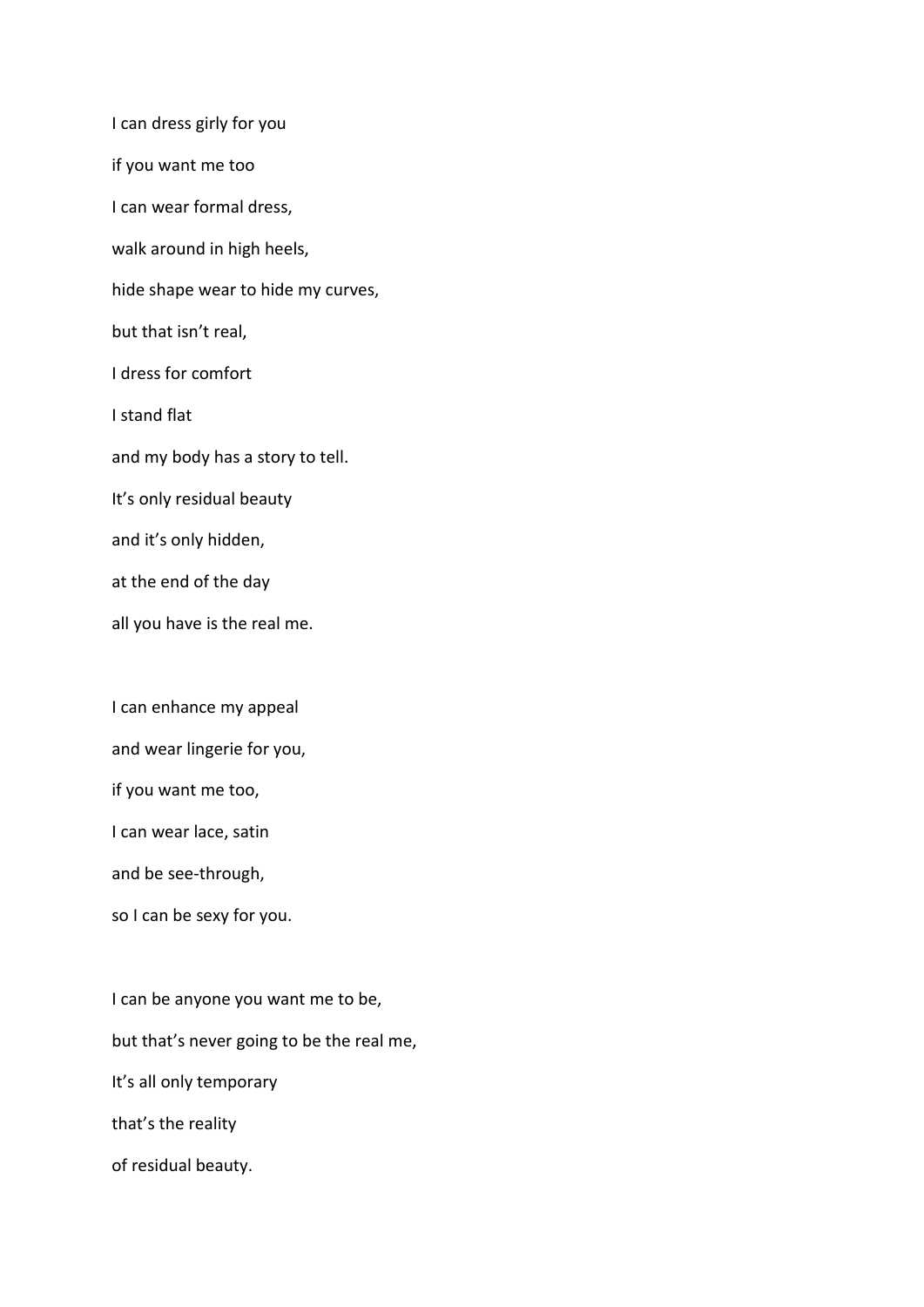I can dress girly for you

if you want me too

I can wear formal dress,

walk around in high heels,

hide shape wear to hide my curves,

but that isn't real,

I dress for comfort

I stand flat

and my body has a story to tell.

It's only residual beauty

and it's only hidden,

at the end of the day

all you have is the real me.

I can enhance my appeal

and wear lingerie for you,

if you want me too,

I can wear lace, satin

and be see-through,

so I can be sexy for you.

I can be anyone you want me to be,

but that's never going to be the real me,

It's all only temporary

that's the reality

of residual beauty.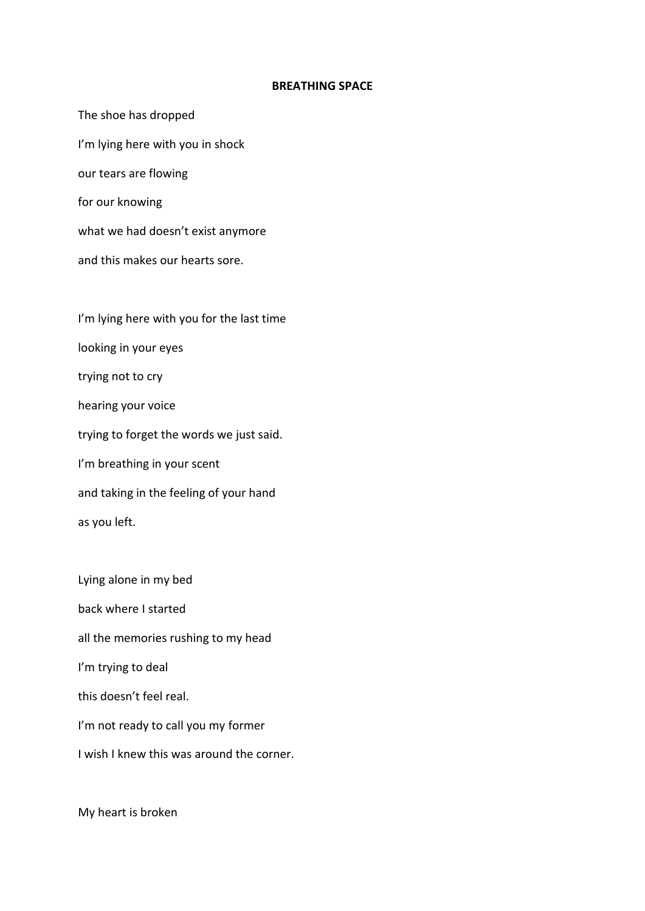**BREATHING SPACE**

The shoe has dropped

I'm lying here with you in shock

our tears are flowing

for our knowing

what we had doesn't exist anymore

and this makes our hearts sore.

I'm lying here with you for the last time

looking in your eyes

trying not to cry

hearing your voice

trying to forget the words we just said.

I'm breathing in your scent

and taking in the feeling of your hand

as you left.

Lying alone in my bed

back where I started

all the memories rushing to my head

I'm trying to deal

this doesn't feel real.

I'm not ready to call you my former

I wish I knew this was around the corner.

My heart is broken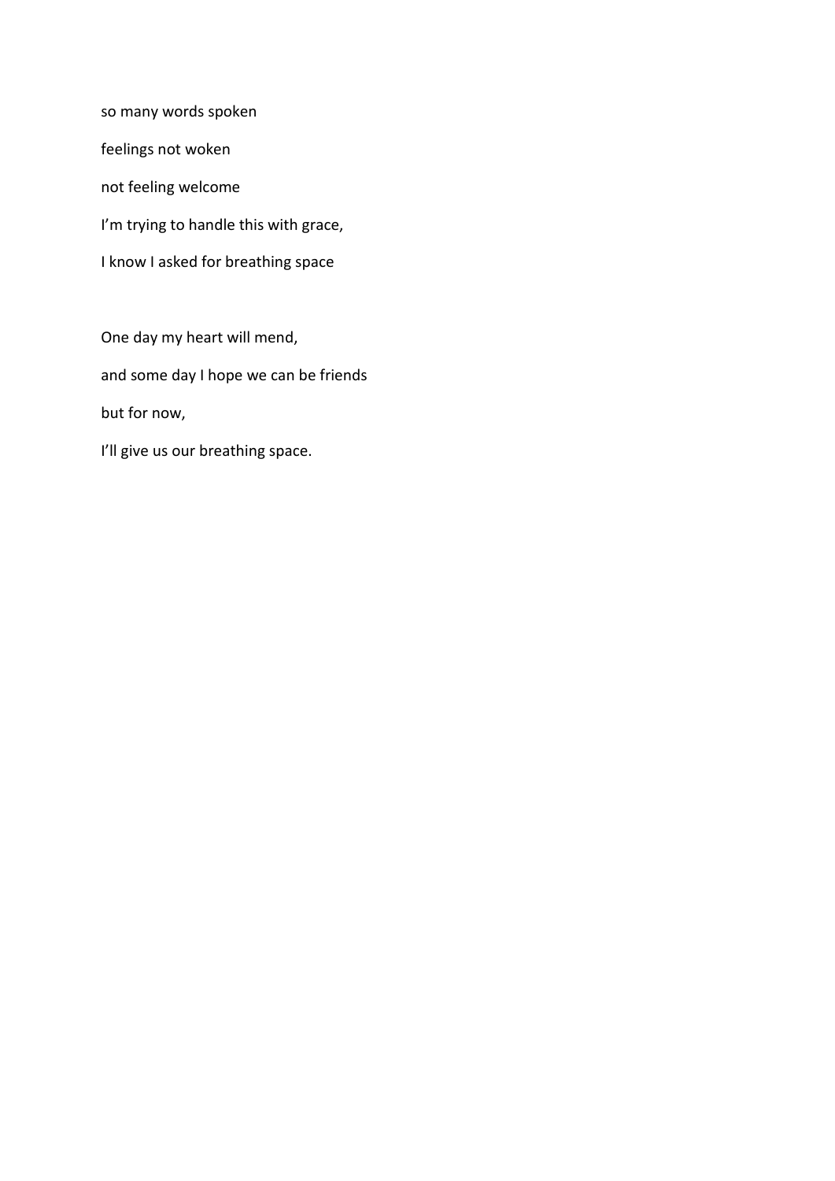so many words spoken

feelings not woken

not feeling welcome

I'm trying to handle this with grace,

I know I asked for breathing space

One day my heart will mend,

and some day I hope we can be friends

but for now,

I'll give us our breathing space.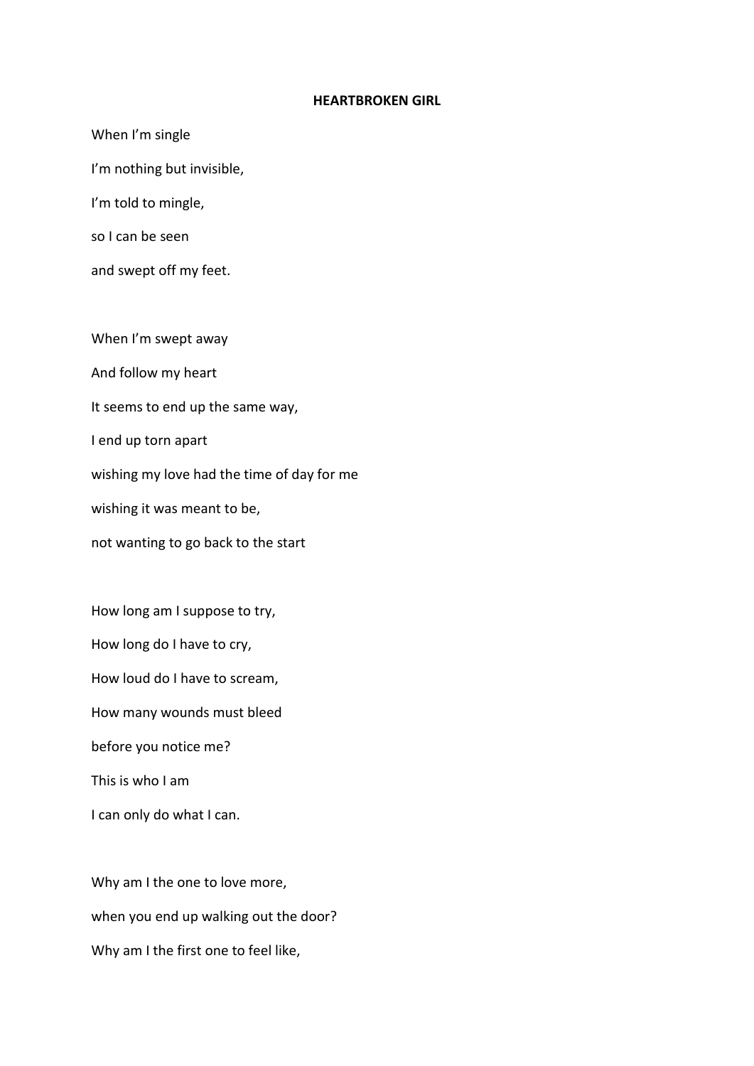**HEARTBROKEN GIRL**

When I'm single

I'm nothing but invisible,

I'm told to mingle,

so I can be seen

and swept off my feet.

When I'm swept away

And follow my heart

It seems to end up the same way,

I end up torn apart

wishing my love had the time of day for me

wishing it was meant to be,

not wanting to go back to the start

How long am I suppose to try,

How long do I have to cry,

How loud do I have to scream,

How many wounds must bleed

before you notice me?

This is who I am

I can only do what I can.

Why am I the one to love more,

when you end up walking out the door?

Why am I the first one to feel like,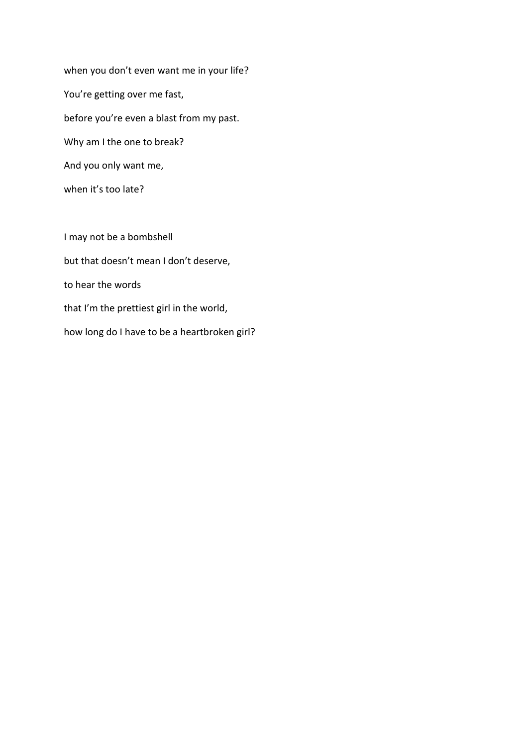when you don't even want me in your life?

You're getting over me fast,

before you're even a blast from my past.

Why am I the one to break?

And you only want me,

when it's too late?

I may not be a bombshell

but that doesn't mean I don't deserve,

to hear the words

that I'm the prettiest girl in the world,

how long do I have to be a heartbroken girl?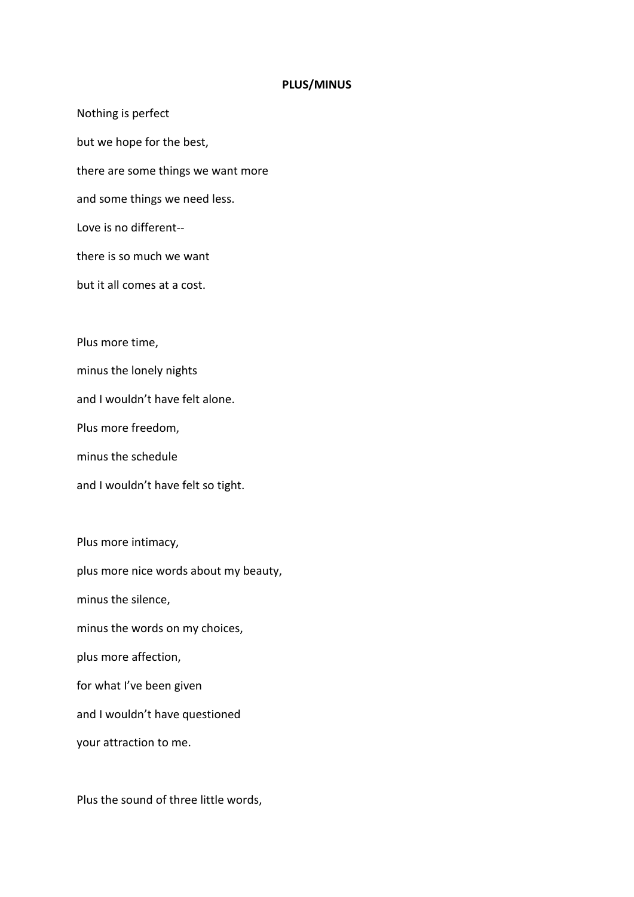**PLUS/MINUS**

Nothing is perfect

but we hope for the best,

there are some things we want more

and some things we need less.

Love is no different--

there is so much we want

but it all comes at a cost.

Plus more time,

minus the lonely nights

and I wouldn't have felt alone.

Plus more freedom,

minus the schedule

and I wouldn't have felt so tight.

Plus more intimacy,

plus more nice words about my beauty,

minus the silence,

minus the words on my choices,

plus more affection,

for what I've been given

and I wouldn't have questioned

your attraction to me.

Plus the sound of three little words,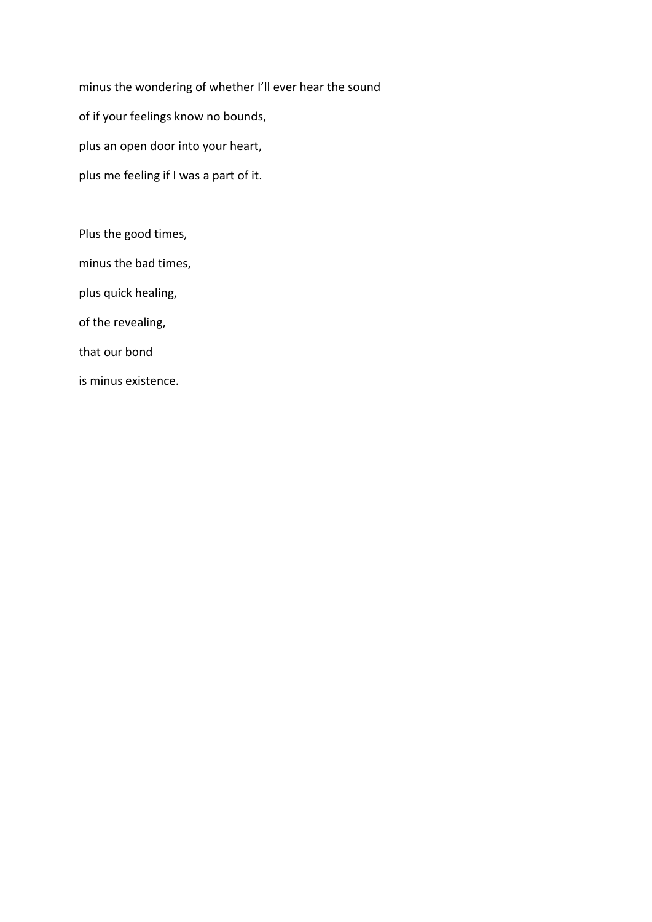minus the wondering of whether I'll ever hear the sound

of if your feelings know no bounds,

plus an open door into your heart,

plus me feeling if I was a part of it.

Plus the good times,

minus the bad times,

plus quick healing,

of the revealing,

that our bond

is minus existence.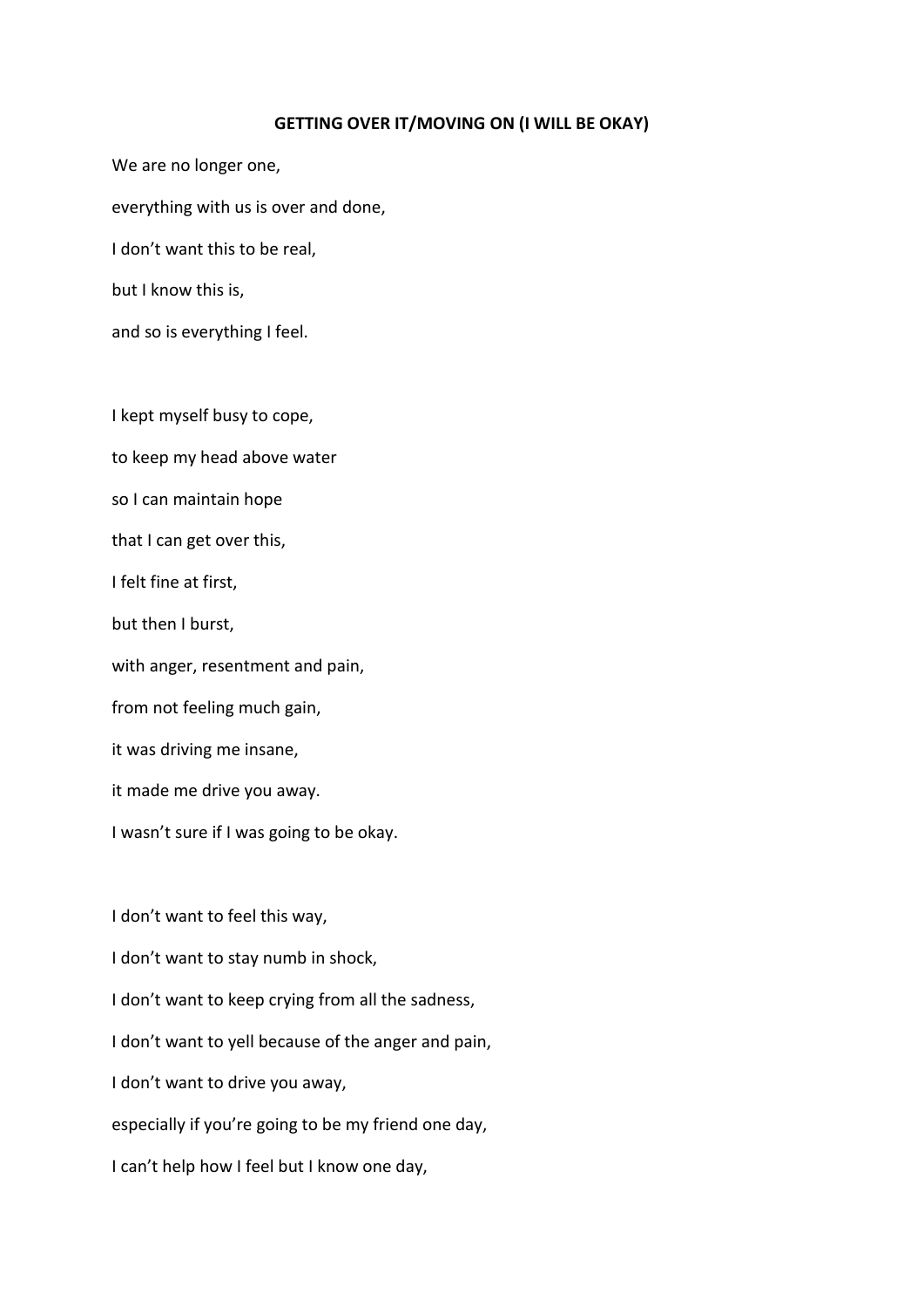**GETTING OVER IT/MOVING ON (I WILL BE OKAY)**

We are no longer one,

everything with us is over and done,

I don't want this to be real,

but I know this is,

and so is everything I feel.

I kept myself busy to cope,

to keep my head above water

so I can maintain hope

that I can get over this,

I felt fine at first,

but then I burst,

with anger, resentment and pain,

from not feeling much gain,

it was driving me insane,

it made me drive you away.

I wasn't sure if I was going to be okay.

I don't want to feel this way,

I don't want to stay numb in shock,

I don't want to keep crying from all the sadness,

I don't want to yell because of the anger and pain,

I don't want to drive you away,

especially if you're going to be my friend one day,

I can't help how I feel but I know one day,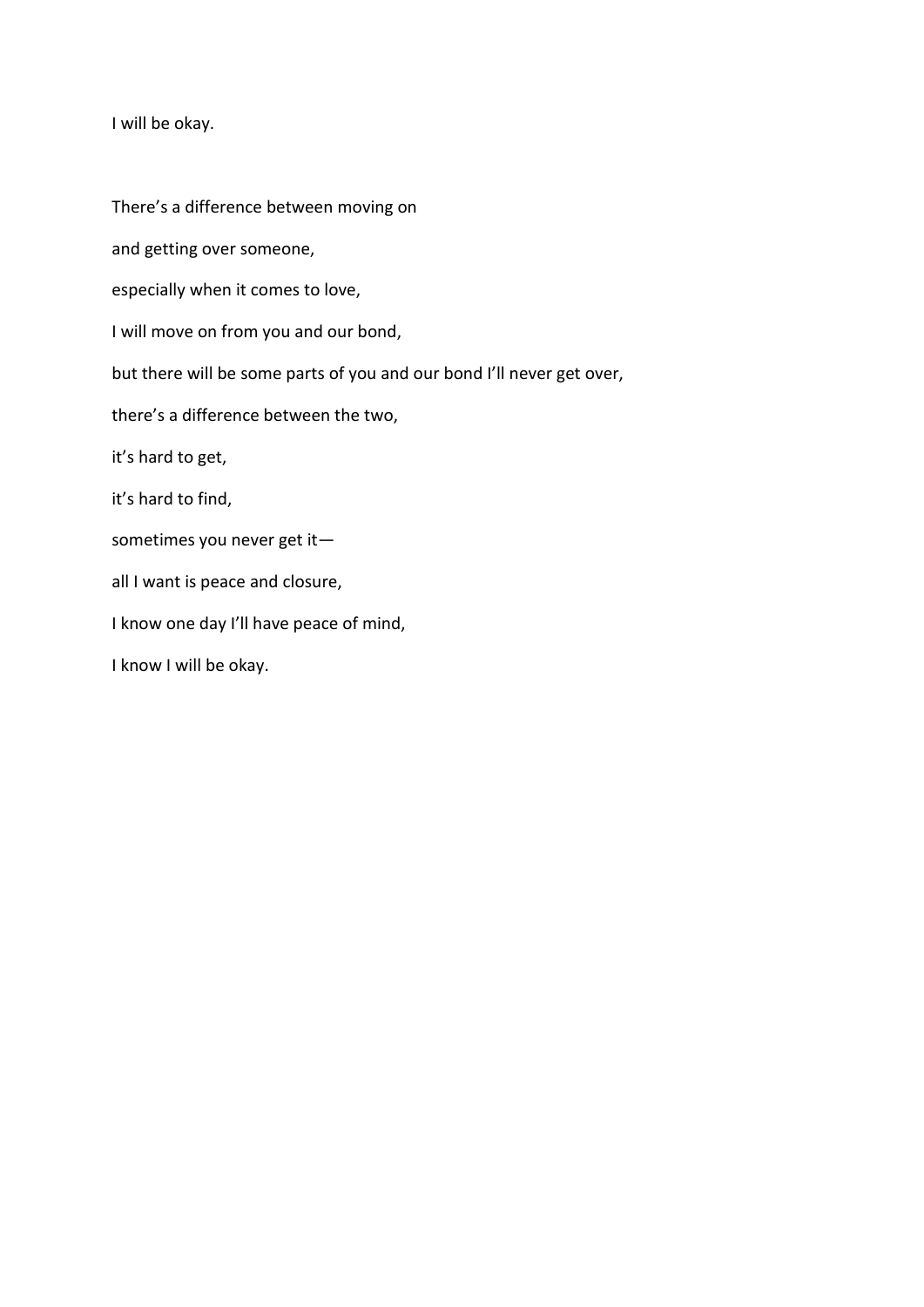I will be okay.

There's a difference between moving on

and getting over someone,

especially when it comes to love,

I will move on from you and our bond,

but there will be some parts of you and our bond I'll never get over,

there's a difference between the two,

it's hard to get,

it's hard to find,

sometimes you never get it—

all I want is peace and closure,

I know one day I'll have peace of mind,

I know I will be okay.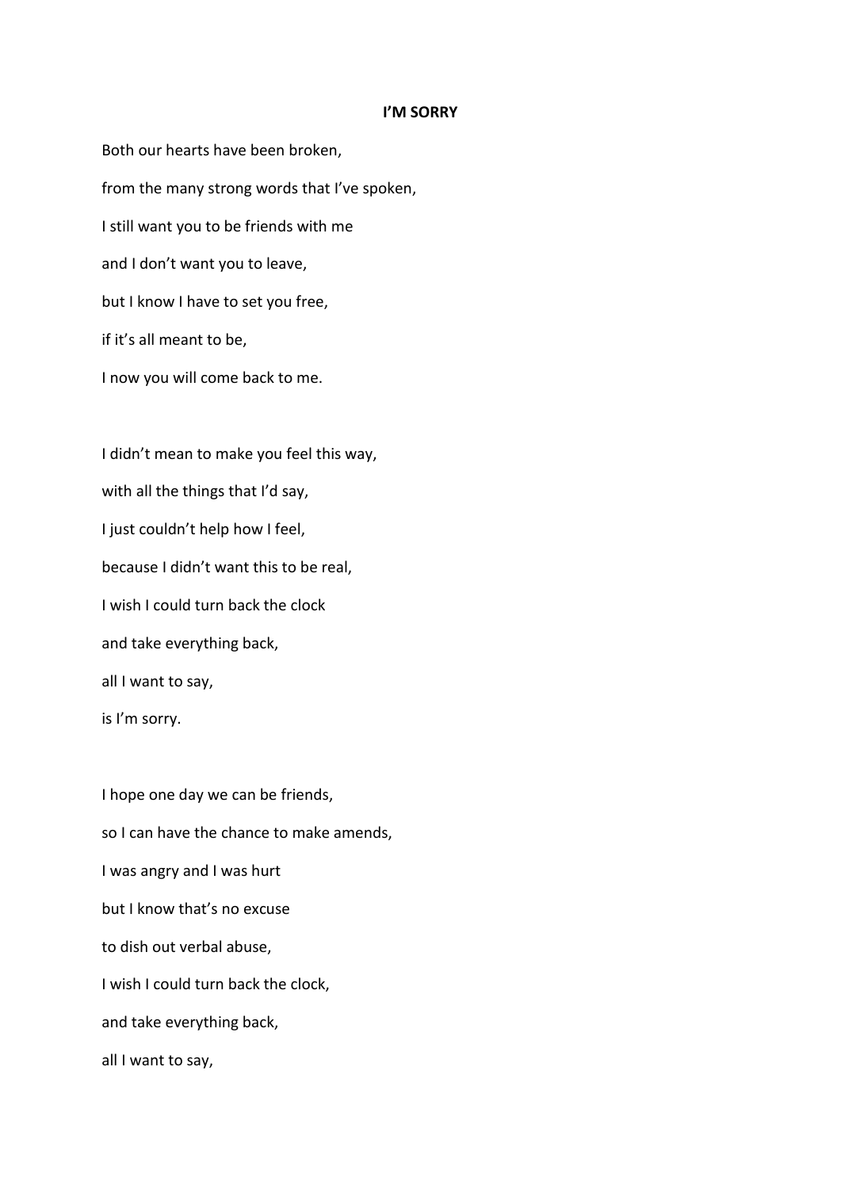**I'M SORRY**

Both our hearts have been broken,

from the many strong words that I've spoken,

I still want you to be friends with me

and I don't want you to leave,

but I know I have to set you free,

if it's all meant to be,

I now you will come back to me.

I didn't mean to make you feel this way,

with all the things that I'd say,

I just couldn't help how I feel,

because I didn't want this to be real,

I wish I could turn back the clock

and take everything back,

all I want to say,

is I'm sorry.

I hope one day we can be friends,

so I can have the chance to make amends,

I was angry and I was hurt

but I know that's no excuse

to dish out verbal abuse,

I wish I could turn back the clock,

and take everything back,

all I want to say,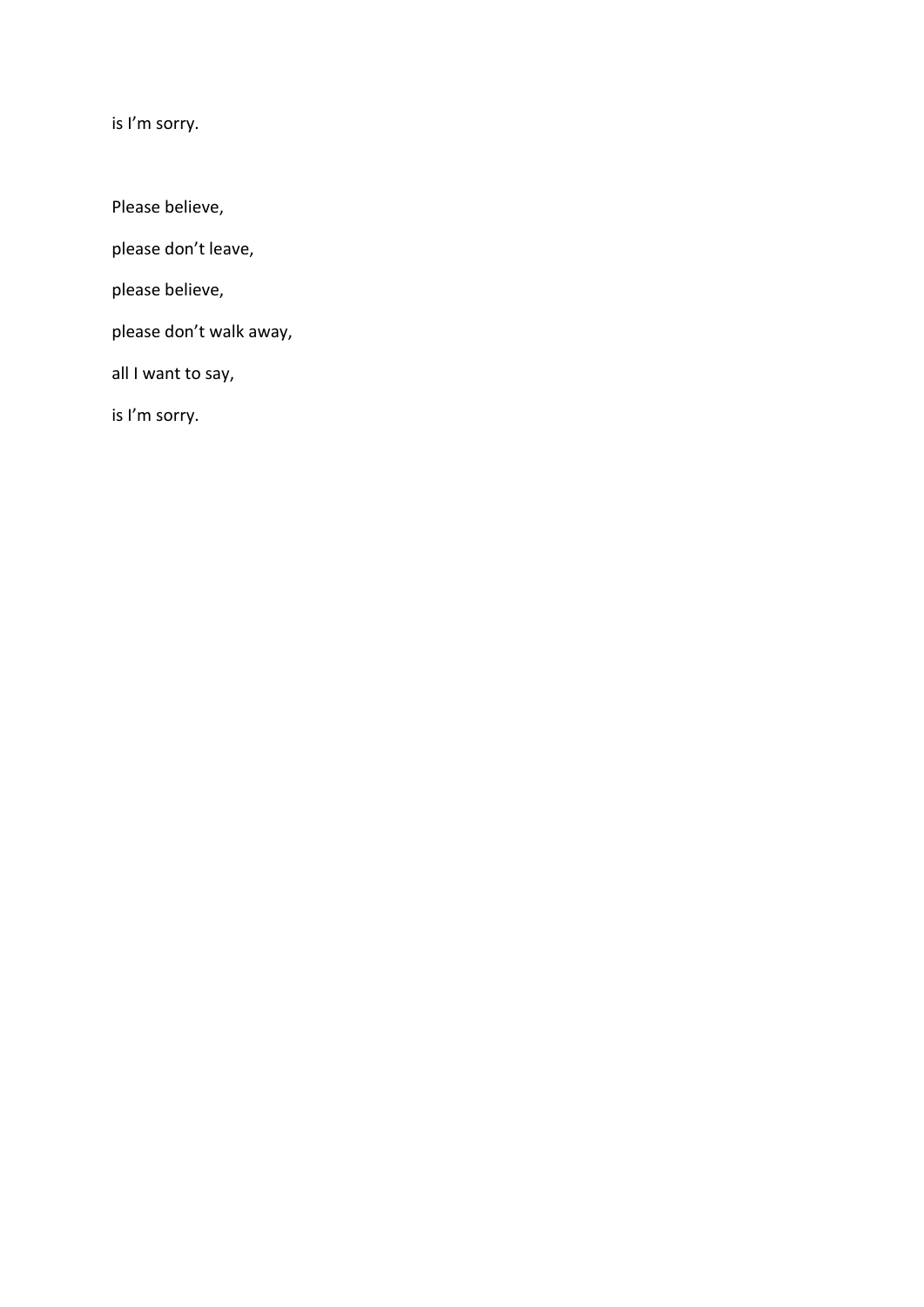is I'm sorry.

Please believe,

please don't leave,

please believe,

please don't walk away,

all I want to say,

is I'm sorry.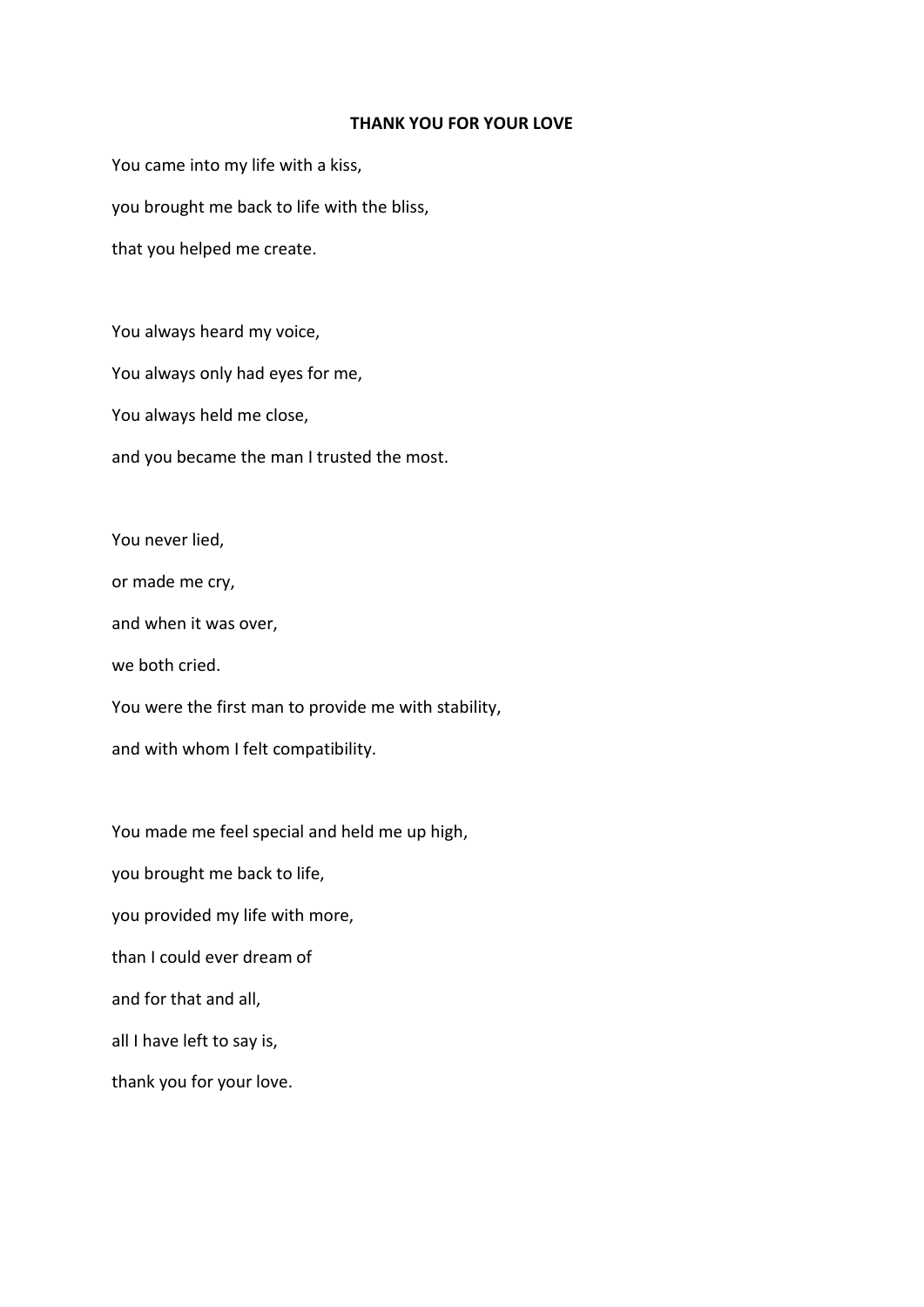**THANK YOU FOR YOUR LOVE**

You came into my life with a kiss,

you brought me back to life with the bliss,

that you helped me create.

You always heard my voice,

You always only had eyes for me,

You always held me close,

and you became the man I trusted the most.

You never lied,

or made me cry,

and when it was over,

we both cried.

You were the first man to provide me with stability,

and with whom I felt compatibility.

You made me feel special and held me up high,

you brought me back to life,

you provided my life with more,

than I could ever dream of

and for that and all,

all I have left to say is,

thank you for your love.